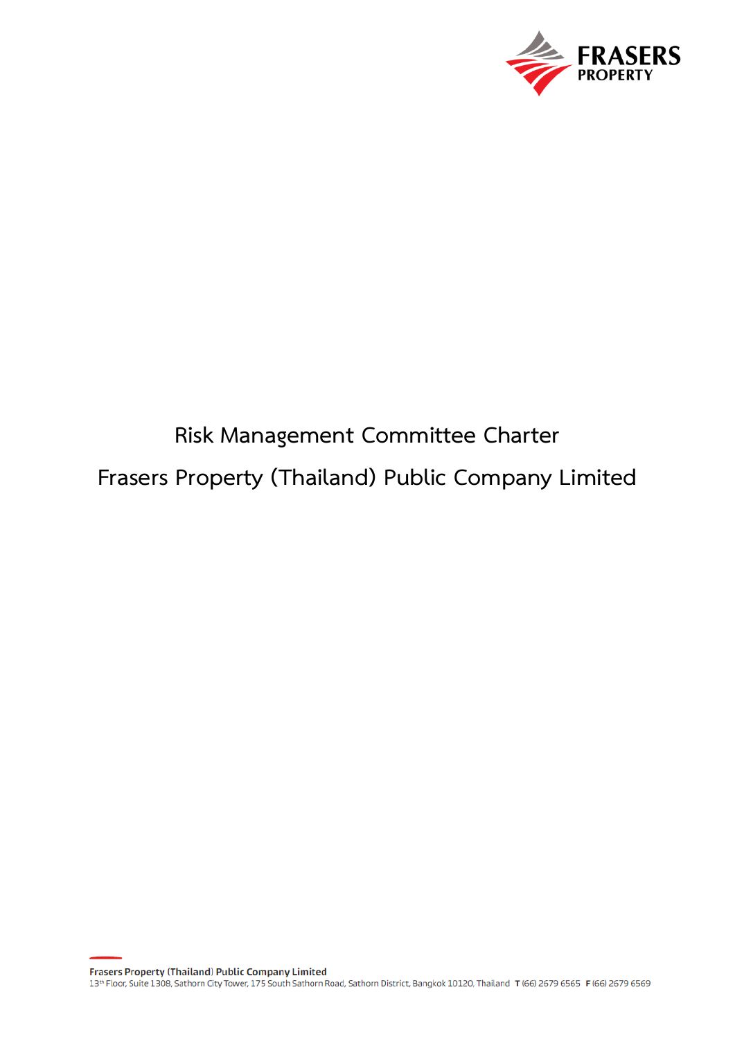# Risk Management Committee Charter

# Frasers Property (Thailand) Public Company Limited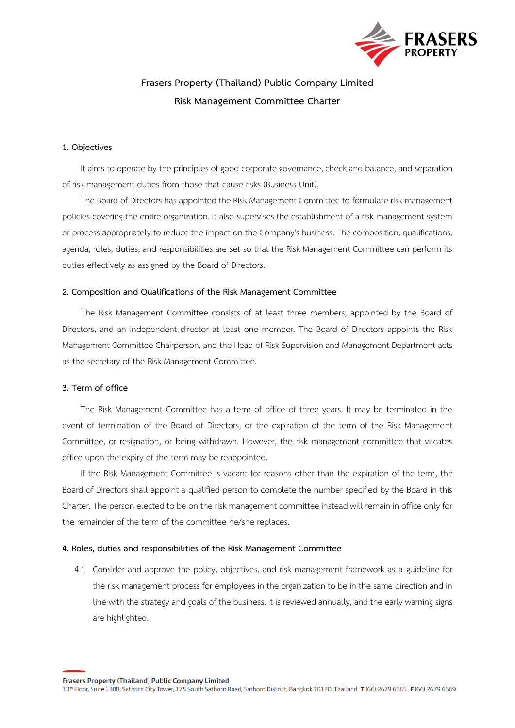# Frasers Property (Thailand) Public Company Limited

## Risk Management Committee Charter

### 1. Objectives

It aims to operate by the principles of good corporate governance, check and balance, and separation of risk management duties from those that cause risks (Business Unit).

The Board of Directors has appointed the Risk Management Committee to formulate risk management policies covering the entire organization. It also supervises the establishment of a risk management system or process appropriately to reduce the impact on the Company's business. The composition, qualifications, agenda, roles, duties, and responsibilities are set so that the Risk Management Committee can perform its duties effectively as assigned by the Board of Directors.

### 2. Composition and Qualifications of the Risk Management Committee

The Risk Management Committee consists of at least three members, appointed by the Board of Directors, and an independent director at least one member. The Board of Directors appoints the Risk Management Committee Chairperson, and the Head of Risk Supervision and Management Department acts as the secretary of the Risk Management Committee.

### 3. Term of office

The Risk Management Committee has a term of office of three years. It may be terminated in the event of termination of the Board of Directors, or the expiration of the term of the Risk Management Committee, or resignation, or being withdrawn. However, the risk management committee that vacates office upon the expiry of the term may be reappointed.

If the Risk Management Committee is vacant for reasons other than the expiration of the term, the Board of Directors shall appoint a qualified person to complete the number specified by the Board in this Charter. The person elected to be on the risk management committee instead will remain in office only for the remainder of the term of the committee he/she replaces.

### 4. Roles, duties and responsibilities of the Risk Management Committee

4.1 Consider and approve the policy, objectives, and risk management framework as a guideline for the risk management process for employees in the organization to be in the same direction and in line with the strategy and goals of the business. It is reviewed annually, and the early warning signs are highlighted.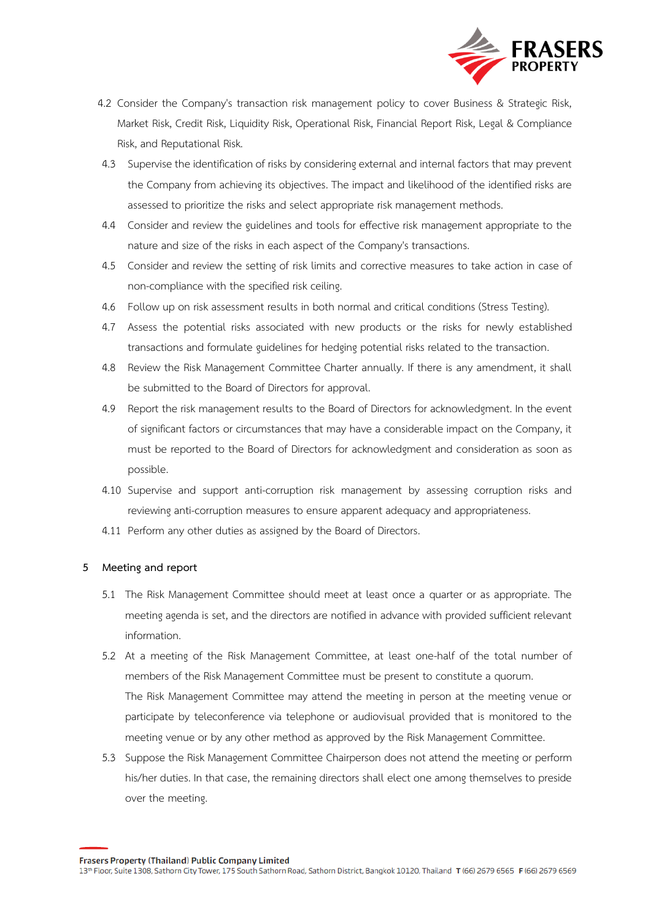4.2 Consider the Company's transaction risk management policy to cover Business & Strategic Risk, Market Risk, Credit Risk, Liquidity Risk, Operational Risk, Financial Report Risk, Legal & Compliance Risk, and Reputational Risk.

4.3 Supervise the identification of risks by considering external and internal factors that may prevent the Company from achieving its objectives. The impact and likelihood of the identified risks are assessed to prioritize the risks and select appropriate risk management methods.

4.4 Consider and review the guidelines and tools for effective risk management appropriate to the nature and size of the risks in each aspect of the Company's transactions.

4.5 Consider and review the setting of risk limits and corrective measures to take action in case of non-compliance with the specified risk ceiling.

4.6 Follow up on risk assessment results in both normal and critical conditions (Stress Testing).

4.7 Assess the potential risks associated with new products or the risks for newly established transactions and formulate guidelines for hedging potential risks related to the transaction.

4.8 Review the Risk Management Committee Charter annually. If there is any amendment, it shall be submitted to the Board of Directors for approval.

4.9 Report the risk management results to the Board of Directors for acknowledgment. In the event of significant factors or circumstances that may have a considerable impact on the Company, it must be reported to the Board of Directors for acknowledgment and consideration as soon as possible.

4.10 Supervise and support anti-corruption risk management by assessing corruption risks and reviewing anti-corruption measures to ensure apparent adequacy and appropriateness.

4.11 Perform any other duties as assigned by the Board of Directors.

## 5 Meeting and report

5.1 The Risk Management Committee should meet at least once a quarter or as appropriate. The meeting agenda is set, and the directors are notified in advance with provided sufficient relevant information.

5.2 At a meeting of the Risk Management Committee, at least one-half of the total number of members of the Risk Management Committee must be present to constitute a quorum.

The Risk Management Committee may attend the meeting in person at the meeting venue or participate by teleconference via telephone or audiovisual provided that is monitored to the meeting venue or by any other method as approved by the Risk Management Committee.

5.3 Suppose the Risk Management Committee Chairperson does not attend the meeting or perform his/her duties. In that case, the remaining directors shall elect one among themselves to preside over the meeting.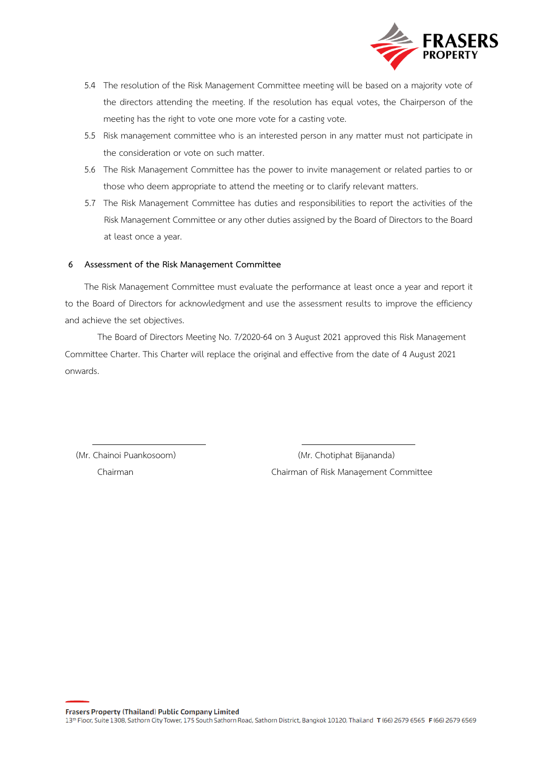5.4 The resolution of the Risk Management Committee meeting will be based on a majority vote of the directors attending the meeting. If the resolution has equal votes, the Chairperson of the meeting has the right to vote one more vote for a casting vote.

5.5 Risk management committee who is an interested person in any matter must not participate in the consideration or vote on such matter.

5.6 The Risk Management Committee has the power to invite management or related parties to or those who deem appropriate to attend the meeting or to clarify relevant matters.

5.7 The Risk Management Committee has duties and responsibilities to report the activities of the Risk Management Committee or any other duties assigned by the Board of Directors to the Board at least once a year.

## 6 Assessment of the Risk Management Committee

The Risk Management Committee must evaluate the performance at least once a year and report it to the Board of Directors for acknowledgment and use the assessment results to improve the efficiency and achieve the set objectives.

The Board of Directors Meeting No. 7/2020-64 on 3 August 2021 approved this Risk Management Committee Charter. This Charter will replace the original and effective from the date of 4 August 2021 onwards.

| | |
|---|---|
| (Mr. Chainoi Puankosoom) | (Mr. Chotiphat Bijananda) |
| Chairman | Chairman of Risk Management Committee |

**Frasers Property (Thailand) Public Company Limited**
13th Floor, Suite 1308, Sathorn City Tower, 175 South Sathorn Road, Sathorn District, Bangkok 10120, Thailand **T** (66) 2679 6565 **F** (66) 2679 6569